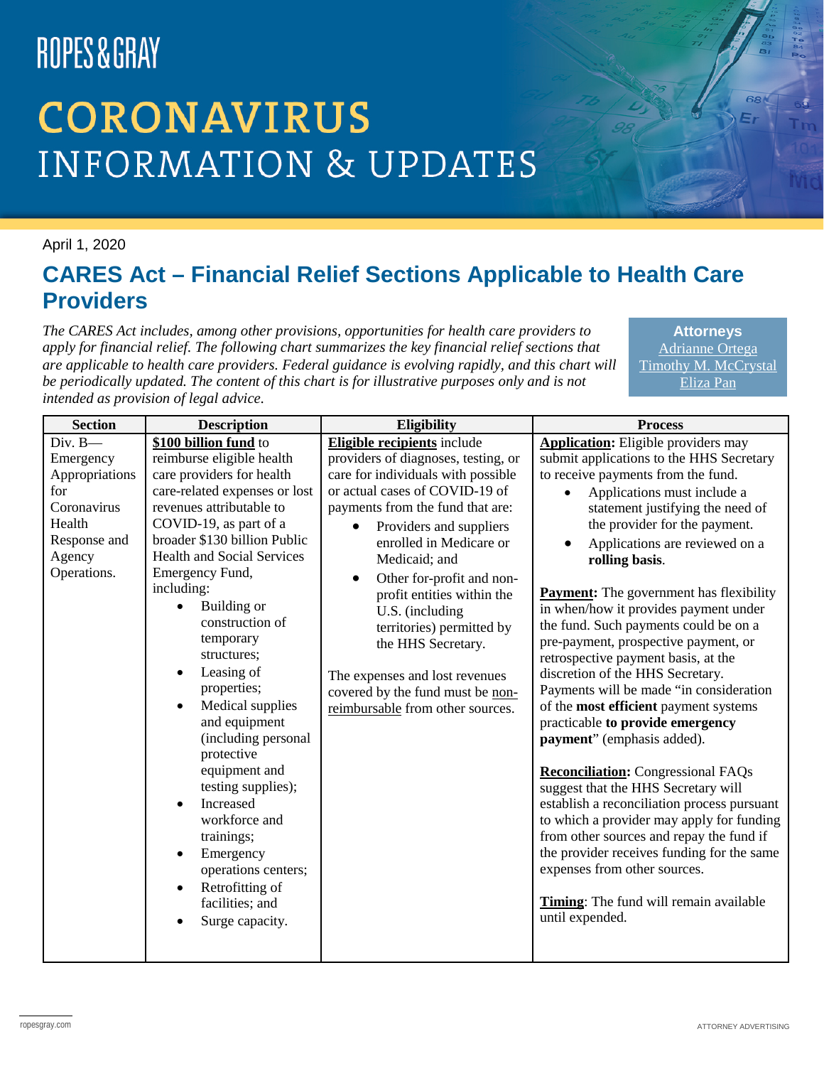ROPES & GRAY

# CORONAVIRUS
## INFORMATION & UPDATES

April 1, 2020

## CARES Act – Financial Relief Sections Applicable to Health Care Providers

*The CARES Act includes, among other provisions, opportunities for health care providers to apply for financial relief. The following chart summarizes the key financial relief sections that are applicable to health care providers. Federal guidance is evolving rapidly, and this chart will be periodically updated. The content of this chart is for illustrative purposes only and is not intended as provision of legal advice.*

**Attorneys**
Adrianne Ortega
Timothy M. McCrystal
Eliza Pan

| Section | Description | Eligibility | Process |
|---|---|---|---|
| Div. B—Emergency Appropriations for Coronavirus Health Response and Agency Operations. | **<u>$100 billion fund</u>** to reimburse eligible health care providers for health care-related expenses or lost revenues attributable to COVID-19, as part of a broader $130 billion Public Health and Social Services Emergency Fund, including:<br>• Building or construction of temporary structures;<br>• Leasing of properties;<br>• Medical supplies and equipment (including personal protective equipment and testing supplies);<br>• Increased workforce and trainings;<br>• Emergency operations centers;<br>• Retrofitting of facilities; and<br>• Surge capacity. | **<u>Eligible recipients</u>** include providers of diagnoses, testing, or care for individuals with possible or actual cases of COVID-19 of payments from the fund that are:<br>• Providers and suppliers enrolled in Medicare or Medicaid; and<br>• Other for-profit and non-profit entities within the U.S. (including territories) permitted by the HHS Secretary.<br><br>The expenses and lost revenues covered by the fund must be <u>non-reimbursable</u> from other sources. | **<u>Application:</u>** Eligible providers may submit applications to the HHS Secretary to receive payments from the fund.<br>• Applications must include a statement justifying the need of the provider for the payment.<br>• Applications are reviewed on a **rolling basis**.<br><br>**<u>Payment:</u>** The government has flexibility in when/how it provides payment under the fund. Such payments could be on a pre-payment, prospective payment, or retrospective payment basis, at the discretion of the HHS Secretary. Payments will be made "in consideration of the **most efficient** payment systems practicable **to provide emergency payment**" (emphasis added).<br><br>**<u>Reconciliation:</u>** Congressional FAQs suggest that the HHS Secretary will establish a reconciliation process pursuant to which a provider may apply for funding from other sources and repay the fund if the provider receives funding for the same expenses from other sources.<br><br>**<u>Timing</u>**: The fund will remain available until expended. |

ropesgray.com

ATTORNEY ADVERTISING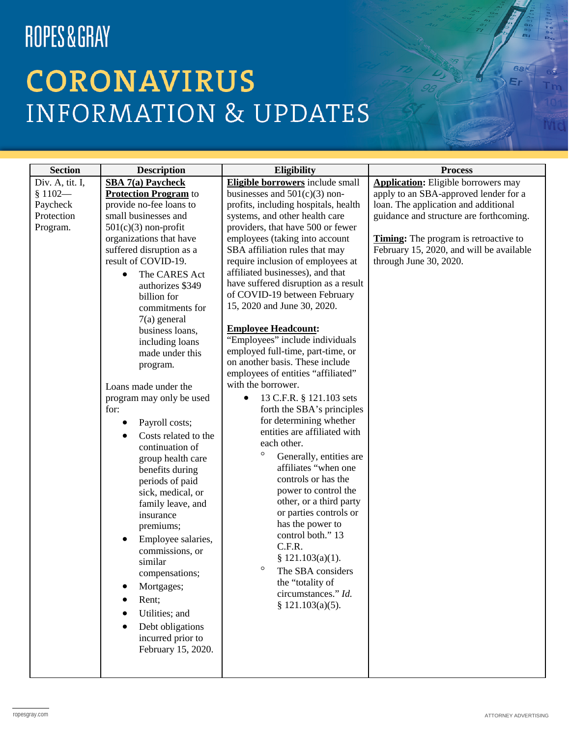| Section | Description | Eligibility | Process |
|---|---|---|---|
| Div. A, tit. I, § 1102—Paycheck Protection Program. | **SBA 7(a) Paycheck Protection Program** to provide no-fee loans to small businesses and 501(c)(3) non-profit organizations that have suffered disruption as a result of COVID-19.<br>• The CARES Act authorizes $349 billion for commitments for 7(a) general business loans, including loans made under this program.<br><br>Loans made under the program may only be used for:<br>• Payroll costs;<br>• Costs related to the continuation of group health care benefits during periods of paid sick, medical, or family leave, and insurance premiums;<br>• Employee salaries, commissions, or similar compensations;<br>• Mortgages;<br>• Rent;<br>• Utilities; and<br>• Debt obligations incurred prior to February 15, 2020. | **Eligible borrowers** include small businesses and 501(c)(3) non-profits, including hospitals, health systems, and other health care providers, that have 500 or fewer employees (taking into account SBA affiliation rules that may require inclusion of employees at affiliated businesses), and that have suffered disruption as a result of COVID-19 between February 15, 2020 and June 30, 2020.<br><br>**Employee Headcount:** "Employees" include individuals employed full-time, part-time, or on another basis. These include employees of entities "affiliated" with the borrower.<br>• 13 C.F.R. § 121.103 sets forth the SBA's principles for determining whether entities are affiliated with each other.<br>&nbsp;&nbsp;◦ Generally, entities are affiliates "when one controls or has the power to control the other, or a third party or parties controls or has the power to control both." 13 C.F.R. § 121.103(a)(1).<br>&nbsp;&nbsp;◦ The SBA considers the "totality of circumstances." *Id.* § 121.103(a)(5). | **Application:** Eligible borrowers may apply to an SBA-approved lender for a loan. The application and additional guidance and structure are forthcoming.<br><br>**Timing:** The program is retroactive to February 15, 2020, and will be available through June 30, 2020. |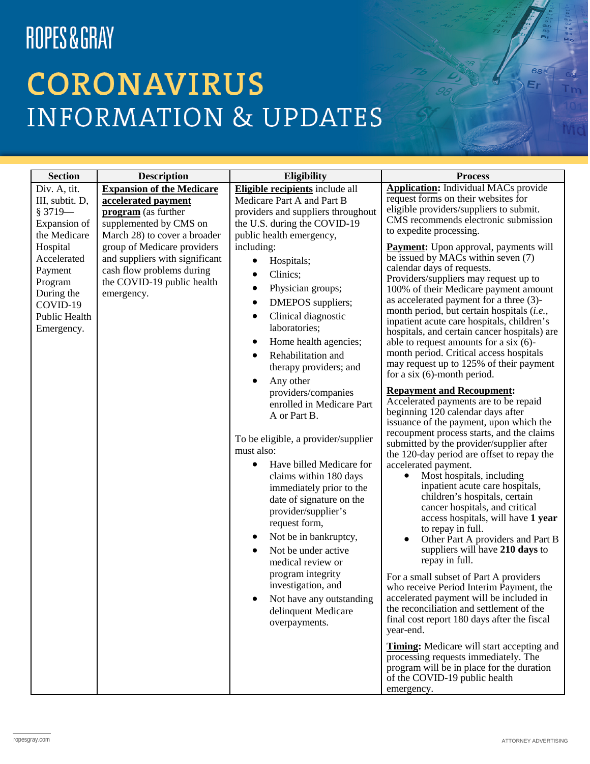# CORONAVIRUS INFORMATION & UPDATES

| Section | Description | Eligibility | Process |
| --- | --- | --- | --- |
| Div. A, tit. III, subtit. D, § 3719—Expansion of the Medicare Hospital Accelerated Payment Program During the COVID-19 Public Health Emergency. | **Expansion of the Medicare accelerated payment program** (as further supplemented by CMS on March 28) to cover a broader group of Medicare providers and suppliers with significant cash flow problems during the COVID-19 public health emergency. | **Eligible recipients** include all Medicare Part A and Part B providers and suppliers throughout the U.S. during the COVID-19 public health emergency, including:<br>• Hospitals;<br>• Clinics;<br>• Physician groups;<br>• DMEPOS suppliers;<br>• Clinical diagnostic laboratories;<br>• Home health agencies;<br>• Rehabilitation and therapy providers; and<br>• Any other providers/companies enrolled in Medicare Part A or Part B.<br><br>To be eligible, a provider/supplier must also:<br>• Have billed Medicare for claims within 180 days immediately prior to the date of signature on the provider/supplier's request form,<br>• Not be in bankruptcy,<br>• Not be under active medical review or program integrity investigation, and<br>• Not have any outstanding delinquent Medicare overpayments. | **Application:** Individual MACs provide request forms on their websites for eligible providers/suppliers to submit. CMS recommends electronic submission to expedite processing.<br><br>**Payment:** Upon approval, payments will be issued by MACs within seven (7) calendar days of requests. Providers/suppliers may request up to 100% of their Medicare payment amount as accelerated payment for a three (3)-month period, but certain hospitals (*i.e.*, inpatient acute care hospitals, children's hospitals, and certain cancer hospitals) are able to request amounts for a six (6)-month period. Critical access hospitals may request up to 125% of their payment for a six (6)-month period.<br><br>**Repayment and Recoupment:** Accelerated payments are to be repaid beginning 120 calendar days after issuance of the payment, upon which the recoupment process starts, and the claims submitted by the provider/supplier after the 120-day period are offset to repay the accelerated payment.<br>• Most hospitals, including inpatient acute care hospitals, children's hospitals, certain cancer hospitals, and critical access hospitals, will have **1 year** to repay in full.<br>• Other Part A providers and Part B suppliers will have **210 days** to repay in full.<br><br>For a small subset of Part A providers who receive Period Interim Payment, the accelerated payment will be included in the reconciliation and settlement of the final cost report 180 days after the fiscal year-end.<br><br>**Timing:** Medicare will start accepting and processing requests immediately. The program will be in place for the duration of the COVID-19 public health emergency. |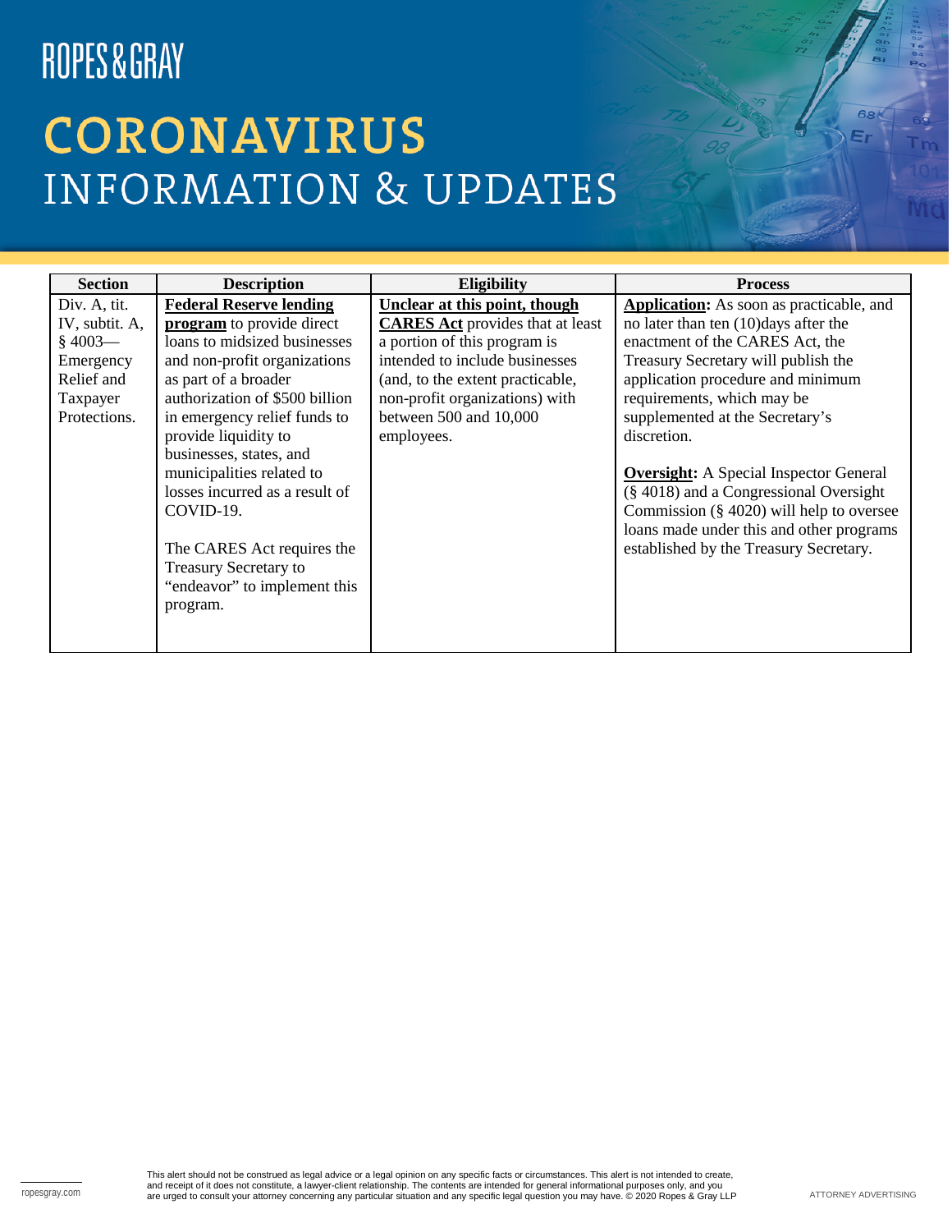| Section | Description | Eligibility | Process |
|---|---|---|---|
| Div. A, tit. IV, subtit. A, § 4003—Emergency Relief and Taxpayer Protections. | **Federal Reserve lending program** to provide direct loans to midsized businesses and non-profit organizations as part of a broader authorization of $500 billion in emergency relief funds to provide liquidity to businesses, states, and municipalities related to losses incurred as a result of COVID-19.<br><br>The CARES Act requires the Treasury Secretary to "endeavor" to implement this program. | **Unclear at this point, though CARES Act** provides that at least a portion of this program is intended to include businesses (and, to the extent practicable, non-profit organizations) with between 500 and 10,000 employees. | **Application:** As soon as practicable, and no later than ten (10)days after the enactment of the CARES Act, the Treasury Secretary will publish the application procedure and minimum requirements, which may be supplemented at the Secretary's discretion.<br><br>**Oversight:** A Special Inspector General (§ 4018) and a Congressional Oversight Commission (§ 4020) will help to oversee loans made under this and other programs established by the Treasury Secretary. |

This alert should not be construed as legal advice or a legal opinion on any specific facts or circumstances. This alert is not intended to create, and receipt of it does not constitute, a lawyer-client relationship. The contents are intended for general informational purposes only, and you are urged to consult your attorney concerning any particular situation and any specific legal question you may have. © 2020 Ropes & Gray LLP

ATTORNEY ADVERTISING